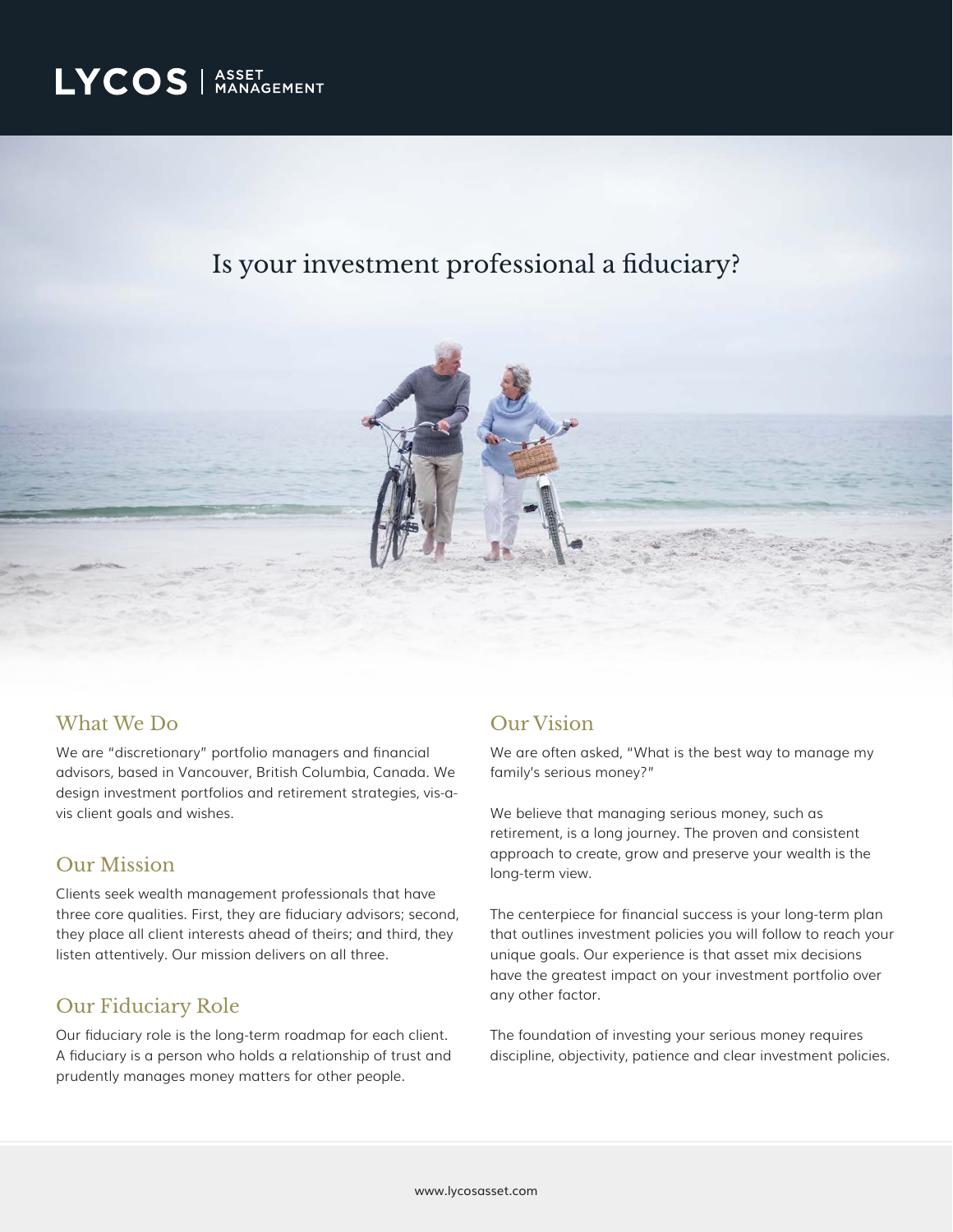LYCOS | ASSET MANAGEMENT

# Is your investment professional a fiduciary?

## What We Do

We are "discretionary" portfolio managers and financial advisors, based in Vancouver, British Columbia, Canada. We design investment portfolios and retirement strategies, vis-a-vis client goals and wishes.

## Our Mission

Clients seek wealth management professionals that have three core qualities. First, they are fiduciary advisors; second, they place all client interests ahead of theirs; and third, they listen attentively. Our mission delivers on all three.

## Our Fiduciary Role

Our fiduciary role is the long-term roadmap for each client. A fiduciary is a person who holds a relationship of trust and prudently manages money matters for other people.

## Our Vision

We are often asked, "What is the best way to manage my family's serious money?"

We believe that managing serious money, such as retirement, is a long journey. The proven and consistent approach to create, grow and preserve your wealth is the long-term view.

The centerpiece for financial success is your long-term plan that outlines investment policies you will follow to reach your unique goals. Our experience is that asset mix decisions have the greatest impact on your investment portfolio over any other factor.

The foundation of investing your serious money requires discipline, objectivity, patience and clear investment policies.

www.lycosasset.com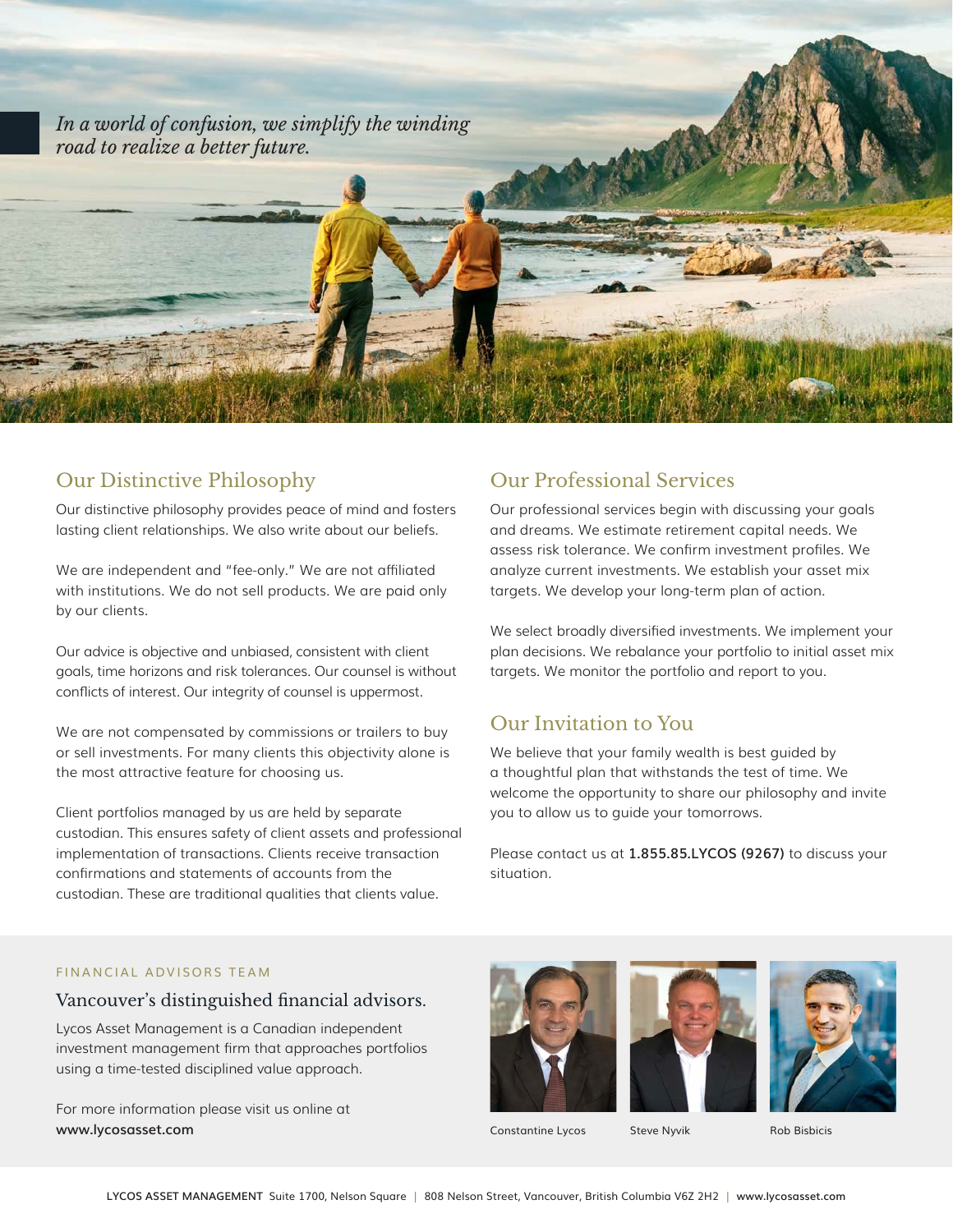*In a world of confusion, we simplify the winding road to realize a better future.*

## Our Distinctive Philosophy

Our distinctive philosophy provides peace of mind and fosters lasting client relationships. We also write about our beliefs.

We are independent and "fee-only." We are not affiliated with institutions. We do not sell products. We are paid only by our clients.

Our advice is objective and unbiased, consistent with client goals, time horizons and risk tolerances. Our counsel is without conflicts of interest. Our integrity of counsel is uppermost.

We are not compensated by commissions or trailers to buy or sell investments. For many clients this objectivity alone is the most attractive feature for choosing us.

Client portfolios managed by us are held by separate custodian. This ensures safety of client assets and professional implementation of transactions. Clients receive transaction confirmations and statements of accounts from the custodian. These are traditional qualities that clients value.

## Our Professional Services

Our professional services begin with discussing your goals and dreams. We estimate retirement capital needs. We assess risk tolerance. We confirm investment profiles. We analyze current investments. We establish your asset mix targets. We develop your long-term plan of action.

We select broadly diversified investments. We implement your plan decisions. We rebalance your portfolio to initial asset mix targets. We monitor the portfolio and report to you.

## Our Invitation to You

We believe that your family wealth is best guided by a thoughtful plan that withstands the test of time. We welcome the opportunity to share our philosophy and invite you to allow us to guide your tomorrows.

Please contact us at **1.855.85.LYCOS (9267)** to discuss your situation.

FINANCIAL ADVISORS TEAM

### Vancouver's distinguished financial advisors.

Lycos Asset Management is a Canadian independent investment management firm that approaches portfolios using a time-tested disciplined value approach.

For more information please visit us online at **www.lycosasset.com**

Constantine Lycos

Steve Nyvik

Rob Bisbicis

**LYCOS ASSET MANAGEMENT** Suite 1700, Nelson Square | 808 Nelson Street, Vancouver, British Columbia V6Z 2H2 | **www.lycosasset.com**